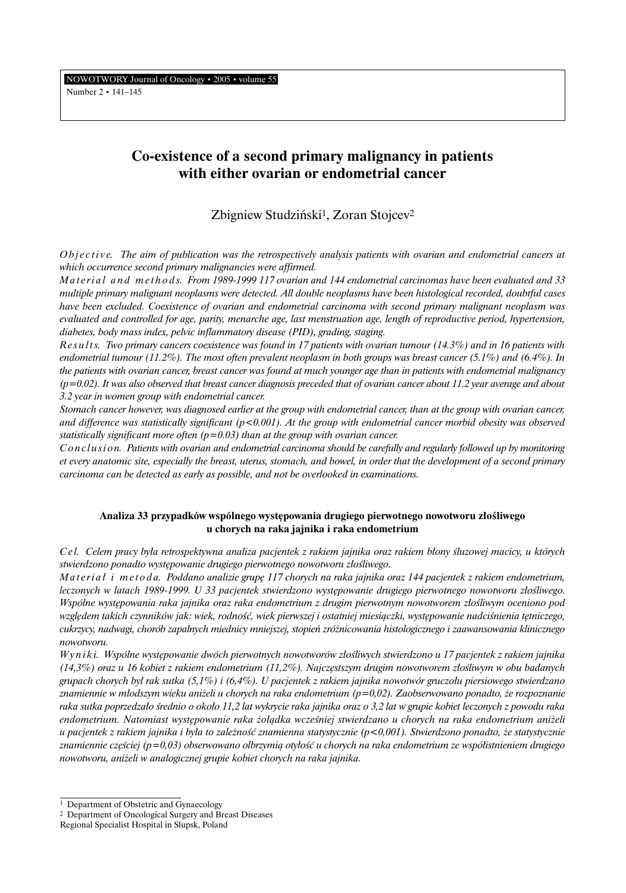# Co-existence of a second primary malignancy in patients with either ovarian or endometrial cancer

Zbigniew Studziński[1], Zoran Stojcev[2]

*Objective. The aim of publication was the retrospectively analysis patients with ovarian and endometrial cancers at which occurrence second primary malignancies were affirmed.*

*Material and methods. From 1989-1999 117 ovarian and 144 endometrial carcinomas have been evaluated and 33 multiple primary malignant neoplasms were detected. All double neoplasms have been histological recorded, doubtful cases have been excluded. Coexistence of ovarian and endometrial carcinoma with second primary malignant neoplasm was evaluated and controlled for age, parity, menarche age, last menstruation age, length of reproductive period, hypertension, diabetes, body mass index, pelvic inflammatory disease (PID), grading, staging.*

*Results. Two primary cancers coexistence was found in 17 patients with ovarian tumour (14.3%) and in 16 patients with endometrial tumour (11.2%). The most often prevalent neoplasm in both groups was breast cancer (5.1%) and (6.4%). In the patients with ovarian cancer, breast cancer was found at much younger age than in patients with endometrial malignancy ($p=0.02$). It was also observed that breast cancer diagnosis preceded that of ovarian cancer about 11.2 year average and about 3.2 year in women group with endometrial cancer.*

*Stomach cancer however, was diagnosed earlier at the group with endometrial cancer, than at the group with ovarian cancer, and difference was statistically significant ($p<0.001$). At the group with endometrial cancer morbid obesity was observed statistically significant more often ($p=0.03$) than at the group with ovarian cancer.*

*Conclusion. Patients with ovarian and endometrial carcinoma should be carefully and regularly followed up by monitoring et every anatomic site, especially the breast, uterus, stomach, and bowel, in order that the development of a second primary carcinoma can be detected as early as possible, and not be overlooked in examinations.*

### Analiza 33 przypadków wspólnego występowania drugiego pierwotnego nowotworu złośliwego u chorych na raka jajnika i raka endometrium

*Cel. Celem pracy była retrospektywna analiza pacjentek z rakiem jajnika oraz rakiem błony śluzowej macicy, u których stwierdzono ponadto występowanie drugiego pierwotnego nowotworu złośliwego.*

*Materiał i metoda. Poddano analizie grupę 117 chorych na raka jajnika oraz 144 pacjentek z rakiem endometrium, leczonych w latach 1989-1999. U 33 pacjentek stwierdzono występowanie drugiego pierwotnego nowotworu złośliwego. Wspólne występowania raka jajnika oraz raka endometrium z drugim pierwotnym nowotworem złośliwym oceniono pod względem takich czynników jak: wiek, rodność, wiek pierwszej i ostatniej miesiączki, występowanie nadciśnienia tętniczego, cukrzycy, nadwagi, chorób zapalnych miednicy mniejszej, stopień zróżnicowania histologicznego i zaawansowania klinicznego nowotworu.*

*Wyniki. Wspólne występowanie dwóch pierwotnych nowotworów złośliwych stwierdzono u 17 pacjentek z rakiem jajnika (14,3%) oraz u 16 kobiet z rakiem endometrium (11,2%). Najczęstszym drugim nowotworem złośliwym w obu badanych grupach chorych był rak sutka (5,1%) i (6,4%). U pacjentek z rakiem jajnika nowotwór gruczołu piersiowego stwierdzano znamiennie w młodszym wieku aniżeli u chorych na raka endometrium ($p=0,02$). Zaobserwowano ponadto, że rozpoznanie raka sutka poprzedzało średnio o około 11,2 lat wykrycie raka jajnika oraz o 3,2 lat w grupie kobiet leczonych z powodu raka endometrium. Natomiast występowanie raka żołądka wcześniej stwierdzano u chorych na raka endometrium aniżeli u pacjentek z rakiem jajnika i była to zależność znamienna statystycznie ($p<0,001$). Stwierdzono ponadto, że statystycznie znamiennie częściej ($p=0,03$) obserwowano olbrzymią otyłość u chorych na raka endometrium ze współistnieniem drugiego nowotworu, aniżeli w analogicznej grupie kobiet chorych na raka jajnika.*

---

[1] Department of Obstetric and Gynaecology

[2] Department of Oncological Surgery and Breast Diseases

Regional Specialist Hospital in Slupsk, Poland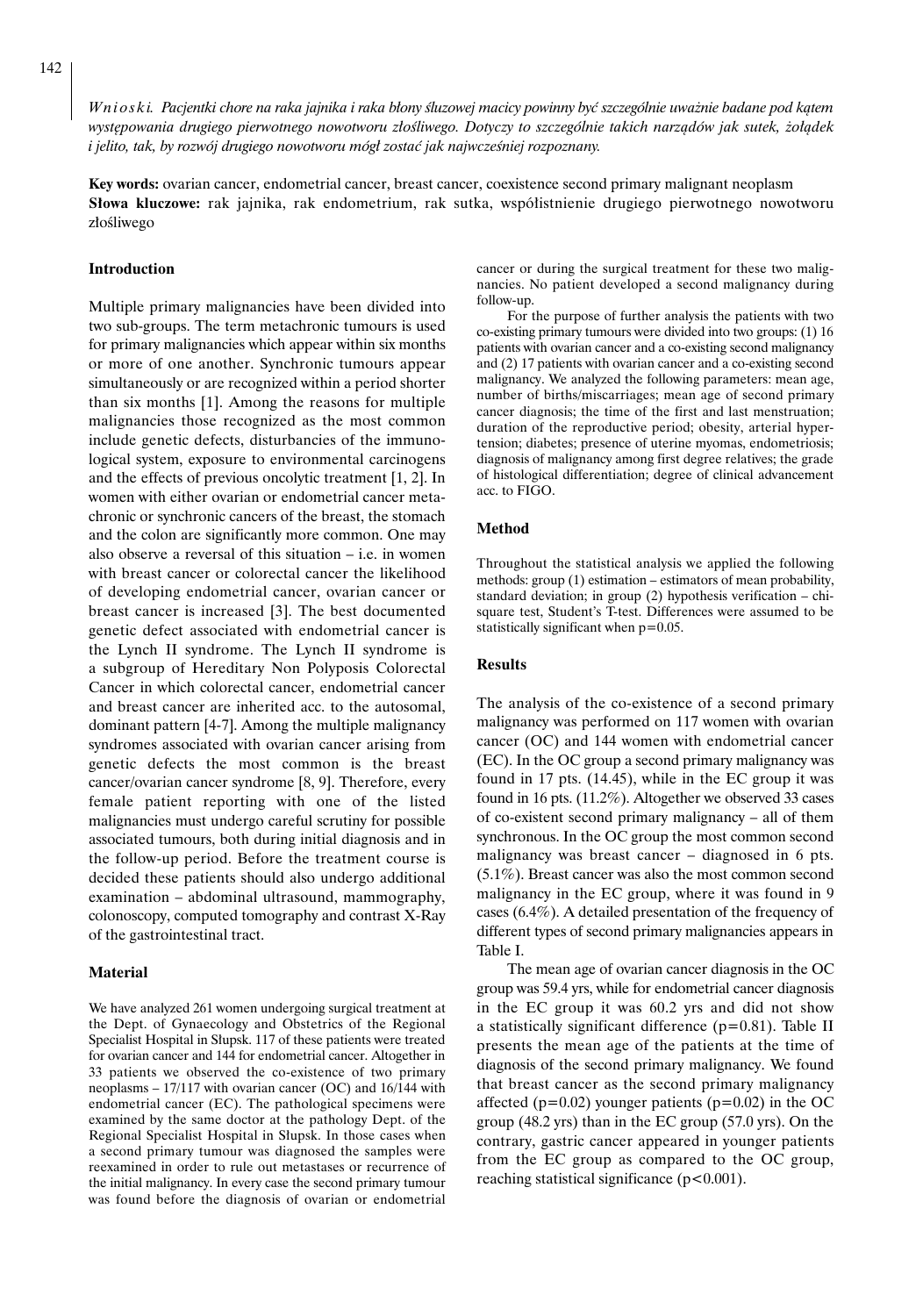*Wnioski. Pacjentki chore na raka jajnika i raka błony śluzowej macicy powinny być szczególnie uważnie badane pod kątem występowania drugiego pierwotnego nowotworu złośliwego. Dotyczy to szczególnie takich narządów jak sutek, żołądek i jelito, tak, by rozwój drugiego nowotworu mógł zostać jak najwcześniej rozpoznany.*

**Key words:** ovarian cancer, endometrial cancer, breast cancer, coexistence second primary malignant neoplasm

**Słowa kluczowe:** rak jajnika, rak endometrium, rak sutka, współistnienie drugiego pierwotnego nowotworu złośliwego

## Introduction

Multiple primary malignancies have been divided into two sub-groups. The term metachronic tumours is used for primary malignancies which appear within six months or more of one another. Synchronic tumours appear simultaneously or are recognized within a period shorter than six months [1]. Among the reasons for multiple malignancies those recognized as the most common include genetic defects, disturbancies of the immunological system, exposure to environmental carcinogens and the effects of previous oncolytic treatment [1, 2]. In women with either ovarian or endometrial cancer metachronic or synchronic cancers of the breast, the stomach and the colon are significantly more common. One may also observe a reversal of this situation – i.e. in women with breast cancer or colorectal cancer the likelihood of developing endometrial cancer, ovarian cancer or breast cancer is increased [3]. The best documented genetic defect associated with endometrial cancer is the Lynch II syndrome. The Lynch II syndrome is a subgroup of Hereditary Non Polyposis Colorectal Cancer in which colorectal cancer, endometrial cancer and breast cancer are inherited acc. to the autosomal, dominant pattern [4-7]. Among the multiple malignancy syndromes associated with ovarian cancer arising from genetic defects the most common is the breast cancer/ovarian cancer syndrome [8, 9]. Therefore, every female patient reporting with one of the listed malignancies must undergo careful scrutiny for possible associated tumours, both during initial diagnosis and in the follow-up period. Before the treatment course is decided these patients should also undergo additional examination – abdominal ultrasound, mammography, colonoscopy, computed tomography and contrast X-Ray of the gastrointestinal tract.

## Material

We have analyzed 261 women undergoing surgical treatment at the Dept. of Gynaecology and Obstetrics of the Regional Specialist Hospital in Słupsk. 117 of these patients were treated for ovarian cancer and 144 for endometrial cancer. Altogether in 33 patients we observed the co-existence of two primary neoplasms – 17/117 with ovarian cancer (OC) and 16/144 with endometrial cancer (EC). The pathological specimens were examined by the same doctor at the pathology Dept. of the Regional Specialist Hospital in Słupsk. In those cases when a second primary tumour was diagnosed the samples were reexamined in order to rule out metastases or recurrence of the initial malignancy. In every case the second primary tumour was found before the diagnosis of ovarian or endometrial cancer or during the surgical treatment for these two malignancies. No patient developed a second malignancy during follow-up.

For the purpose of further analysis the patients with two co-existing primary tumours were divided into two groups: (1) 16 patients with ovarian cancer and a co-existing second malignancy and (2) 17 patients with ovarian cancer and a co-existing second malignancy. We analyzed the following parameters: mean age, number of births/miscarriages; mean age of second primary cancer diagnosis; the time of the first and last menstruation; duration of the reproductive period; obesity, arterial hypertension; diabetes; presence of uterine myomas, endometriosis; diagnosis of malignancy among first degree relatives; the grade of histological differentiation; degree of clinical advancement acc. to FIGO.

## Method

Throughout the statistical analysis we applied the following methods: group (1) estimation – estimators of mean probability, standard deviation; in group (2) hypothesis verification – chi-square test, Student's T-test. Differences were assumed to be statistically significant when $p=0.05$.

## Results

The analysis of the co-existence of a second primary malignancy was performed on 117 women with ovarian cancer (OC) and 144 women with endometrial cancer (EC). In the OC group a second primary malignancy was found in 17 pts. (14.45), while in the EC group it was found in 16 pts. (11.2%). Altogether we observed 33 cases of co-existent second primary malignancy – all of them synchronous. In the OC group the most common second malignancy was breast cancer – diagnosed in 6 pts. (5.1%). Breast cancer was also the most common second malignancy in the EC group, where it was found in 9 cases (6.4%). A detailed presentation of the frequency of different types of second primary malignancies appears in Table I.

The mean age of ovarian cancer diagnosis in the OC group was 59.4 yrs, while for endometrial cancer diagnosis in the EC group it was 60.2 yrs and did not show a statistically significant difference ($p=0.81$). Table II presents the mean age of the patients at the time of diagnosis of the second primary malignancy. We found that breast cancer as the second primary malignancy affected ($p=0.02$) younger patients ($p=0.02$) in the OC group (48.2 yrs) than in the EC group (57.0 yrs). On the contrary, gastric cancer appeared in younger patients from the EC group as compared to the OC group, reaching statistical significance ($p<0.001$).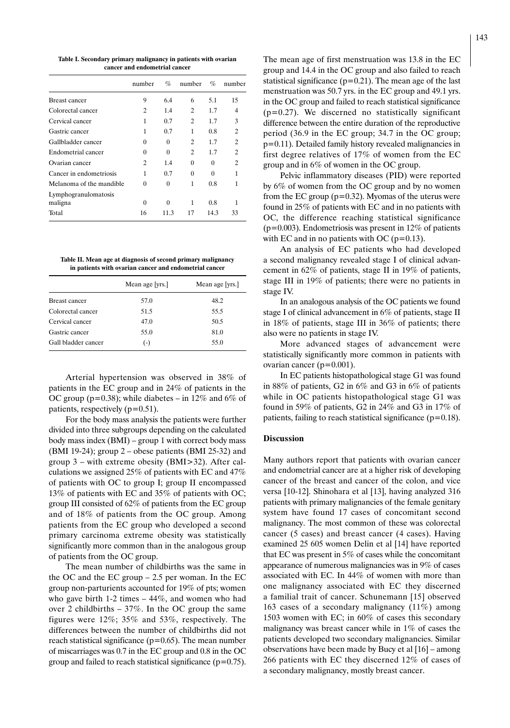**Table I. Secondary primary malignancy in patients with ovarian cancer and endometrial cancer**

| | number | % | number | % | number |
|---|---|---|---|---|---|
| Breast cancer | 9 | 6.4 | 6 | 5.1 | 15 |
| Colorectal cancer | 2 | 1.4 | 2 | 1.7 | 4 |
| Cervical cancer | 1 | 0.7 | 2 | 1.7 | 3 |
| Gastric cancer | 1 | 0.7 | 1 | 0.8 | 2 |
| Gallbladder cancer | 0 | 0 | 2 | 1.7 | 2 |
| Endometrial cancer | 0 | 0 | 2 | 1.7 | 2 |
| Ovarian cancer | 2 | 1.4 | 0 | 0 | 2 |
| Cancer in endometriosis | 1 | 0.7 | 0 | 0 | 1 |
| Melanoma of the mandible | 0 | 0 | 1 | 0.8 | 1 |
| Lymphogranulomatosis maligna | 0 | 0 | 1 | 0.8 | 1 |
| Total | 16 | 11.3 | 17 | 14.3 | 33 |

**Table II. Mean age at diagnosis of second primary malignancy in patients with ovarian cancer and endometrial cancer**

| | Mean age [yrs.] | Mean age [yrs.] |
|---|---|---|
| Breast cancer | 57.0 | 48.2 |
| Colorectal cancer | 51.5 | 55.5 |
| Cervical cancer | 47.0 | 50.5 |
| Gastric cancer | 55.0 | 81.0 |
| Gall bladder cancer | (-) | 55.0 |

Arterial hypertension was observed in 38% of patients in the EC group and in 24% of patients in the OC group (p=0.38); while diabetes – in 12% and 6% of patients, respectively (p=0.51).

For the body mass analysis the patients were further divided into three subgroups depending on the calculated body mass index (BMI) – group 1 with correct body mass (BMI 19-24); group 2 – obese patients (BMI 25-32) and group 3 – with extreme obesity (BMI>32). After calculations we assigned 25% of patients with EC and 47% of patients with OC to group I; group II encompassed 13% of patients with EC and 35% of patients with OC; group III consisted of 62% of patients from the EC group and of 18% of patients from the OC group. Among patients from the EC group who developed a second primary carcinoma extreme obesity was statistically significantly more common than in the analogous group of patients from the OC group.

The mean number of childbirths was the same in the OC and the EC group – 2.5 per woman. In the EC group non-parturients accounted for 19% of pts; women who gave birth 1-2 times – 44%, and women who had over 2 childbirths – 37%. In the OC group the same figures were 12%; 35% and 53%, respectively. The differences between the number of childbirths did not reach statistical significance (p=0.65). The mean number of miscarriages was 0.7 in the EC group and 0.8 in the OC group and failed to reach statistical significance (p=0.75).

The mean age of first menstruation was 13.8 in the EC group and 14.4 in the OC group and also failed to reach statistical significance (p=0.21). The mean age of the last menstruation was 50.7 yrs. in the EC group and 49.1 yrs. in the OC group and failed to reach statistical significance (p=0.27). We discerned no statistically significant difference between the entire duration of the reproductive period (36.9 in the EC group; 34.7 in the OC group; p=0.11). Detailed family history revealed malignancies in first degree relatives of 17% of women from the EC group and in 6% of women in the OC group.

Pelvic inflammatory diseases (PID) were reported by 6% of women from the OC group and by no women from the EC group (p=0.32). Myomas of the uterus were found in 25% of patients with EC and in no patients with OC, the difference reaching statistical significance (p=0.003). Endometriosis was present in 12% of patients with EC and in no patients with OC (p=0.13).

An analysis of EC patients who had developed a second malignancy revealed stage I of clinical advancement in 62% of patients, stage II in 19% of patients, stage III in 19% of patients; there were no patients in stage IV.

In an analogous analysis of the OC patients we found stage I of clinical advancement in 6% of patients, stage II in 18% of patients, stage III in 36% of patients; there also were no patients in stage IV.

More advanced stages of advancement were statistically significantly more common in patients with ovarian cancer (p=0.001).

In EC patients histopathological stage G1 was found in 88% of patients, G2 in 6% and G3 in 6% of patients while in OC patients histopathological stage G1 was found in 59% of patients, G2 in 24% and G3 in 17% of patients, failing to reach statistical significance (p=0.18).

## Discussion

Many authors report that patients with ovarian cancer and endometrial cancer are at a higher risk of developing cancer of the breast and cancer of the colon, and vice versa [10-12]. Shinohara et al [13], having analyzed 316 patients with primary malignancies of the female genitary system have found 17 cases of concomitant second malignancy. The most common of these was colorectal cancer (5 cases) and breast cancer (4 cases). Having examined 25 605 women Delin et al [14] have reported that EC was present in 5% of cases while the concomitant appearance of numerous malignancies was in 9% of cases associated with EC. In 44% of women with more than one malignancy associated with EC they discerned a familial trait of cancer. Schunemann [15] observed 163 cases of a secondary malignancy (11%) among 1503 women with EC; in 60% of cases this secondary malignancy was breast cancer while in 1% of cases the patients developed two secondary malignancies. Similar observations have been made by Bucy et al [16] – among 266 patients with EC they discerned 12% of cases of a secondary malignancy, mostly breast cancer.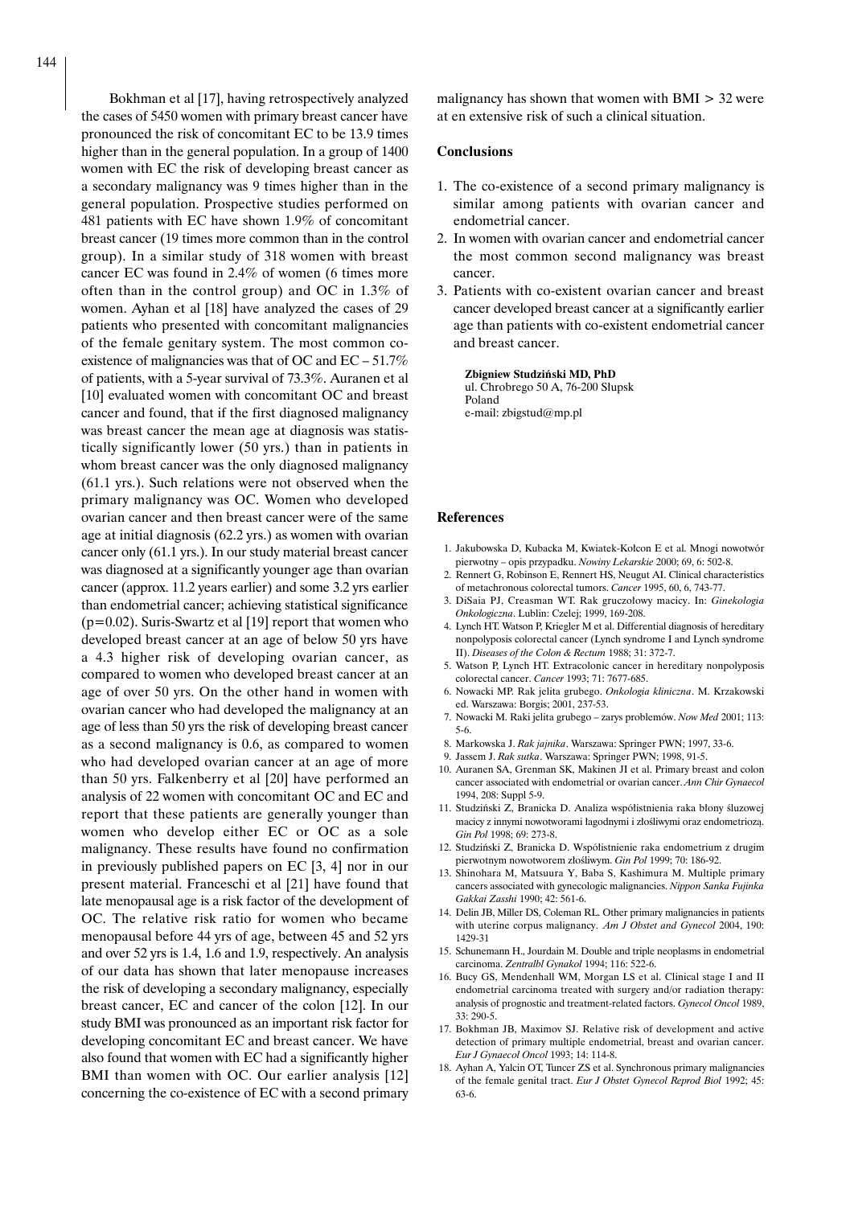Bokhman et al [17], having retrospectively analyzed the cases of 5450 women with primary breast cancer have pronounced the risk of concomitant EC to be 13.9 times higher than in the general population. In a group of 1400 women with EC the risk of developing breast cancer as a secondary malignancy was 9 times higher than in the general population. Prospective studies performed on 481 patients with EC have shown 1.9% of concomitant breast cancer (19 times more common than in the control group). In a similar study of 318 women with breast cancer EC was found in 2.4% of women (6 times more often than in the control group) and OC in 1.3% of women. Ayhan et al [18] have analyzed the cases of 29 patients who presented with concomitant malignancies of the female genitary system. The most common co-existence of malignancies was that of OC and EC – 51.7% of patients, with a 5-year survival of 73.3%. Auranen et al [10] evaluated women with concomitant OC and breast cancer and found, that if the first diagnosed malignancy was breast cancer the mean age at diagnosis was statistically significantly lower (50 yrs.) than in patients in whom breast cancer was the only diagnosed malignancy (61.1 yrs.). Such relations were not observed when the primary malignancy was OC. Women who developed ovarian cancer and then breast cancer were of the same age at initial diagnosis (62.2 yrs.) as women with ovarian cancer only (61.1 yrs.). In our study material breast cancer was diagnosed at a significantly younger age than ovarian cancer (approx. 11.2 years earlier) and some 3.2 yrs earlier than endometrial cancer; achieving statistical significance ($p=0.02$). Suris-Swartz et al [19] report that women who developed breast cancer at an age of below 50 yrs have a 4.3 higher risk of developing ovarian cancer, as compared to women who developed breast cancer at an age of over 50 yrs. On the other hand in women with ovarian cancer who had developed the malignancy at an age of less than 50 yrs the risk of developing breast cancer as a second malignancy is 0.6, as compared to women who had developed ovarian cancer at an age of more than 50 yrs. Falkenberry et al [20] have performed an analysis of 22 women with concomitant OC and EC and report that these patients are generally younger than women who develop either EC or OC as a sole malignancy. These results have found no confirmation in previously published papers on EC [3, 4] nor in our present material. Franceschi et al [21] have found that late menopausal age is a risk factor of the development of OC. The relative risk ratio for women who became menopausal before 44 yrs of age, between 45 and 52 yrs and over 52 yrs is 1.4, 1.6 and 1.9, respectively. An analysis of our data has shown that later menopause increases the risk of developing a secondary malignancy, especially breast cancer, EC and cancer of the colon [12]. In our study BMI was pronounced as an important risk factor for developing concomitant EC and breast cancer. We have also found that women with EC had a significantly higher BMI than women with OC. Our earlier analysis [12] concerning the co-existence of EC with a second primary malignancy has shown that women with BMI > 32 were at en extensive risk of such a clinical situation.

## Conclusions

1. The co-existence of a second primary malignancy is similar among patients with ovarian cancer and endometrial cancer.
2. In women with ovarian cancer and endometrial cancer the most common second malignancy was breast cancer.
3. Patients with co-existent ovarian cancer and breast cancer developed breast cancer at a significantly earlier age than patients with co-existent endometrial cancer and breast cancer.

**Zbigniew Studziński MD, PhD**
ul. Chrobrego 50 A, 76-200 Słupsk
Poland
e-mail: zbigstud@mp.pl

## References

1. Jakubowska D, Kubacka M, Kwiatek-Kołcon E et al. Mnogi nowotwór pierwotny – opis przypadku. *Nowiny Lekarskie* 2000; 69, 6: 502-8.
2. Rennert G, Robinson E, Rennert HS, Neugut AI. Clinical characteristics of metachronous colorectal tumors. *Cancer* 1995, 60, 6, 743-77.
3. DiSaia PJ, Creasman WT. Rak gruczołowy macicy. In: *Ginekologia Onkologiczna*. Lublin: Czelej; 1999, 169-208.
4. Lynch HT. Watson P, Kriegler M et al. Differential diagnosis of hereditary nonpolyposis colorectal cancer (Lynch syndrome I and Lynch syndrome II). *Diseases of the Colon & Rectum* 1988; 31: 372-7.
5. Watson P, Lynch HT. Extracolonic cancer in hereditary nonpolyposis colorectal cancer. *Cancer* 1993; 71: 7677-685.
6. Nowacki MP. Rak jelita grubego. *Onkologia kliniczna*. M. Krzakowski ed. Warszawa: Borgis; 2001, 237-53.
7. Nowacki M. Raki jelita grubego – zarys problemów. *Now Med* 2001; 113: 5-6.
8. Markowska J. *Rak jajnika*. Warszawa: Springer PWN; 1997, 33-6.
9. Jassem J. *Rak sutka*. Warszawa: Springer PWN; 1998, 91-5.
10. Auranen SA, Grenman SK, Makinen JI et al. Primary breast and colon cancer associated with endometrial or ovarian cancer. *Ann Chir Gynaecol* 1994, 208: Suppl 5-9.
11. Studziński Z, Branicka D. Analiza współistnienia raka błony śluzowej macicy z innymi nowotworami łagodnymi i złośliwymi oraz endometriozą. *Gin Pol* 1998; 69: 273-8.
12. Studziński Z, Branicka D. Współistnienie raka endometrium z drugim pierwotnym nowotworem złośliwym. *Gin Pol* 1999; 70: 186-92.
13. Shinohara M, Matsuura Y, Baba S, Kashimura M. Multiple primary cancers associated with gynecologic malignancies. *Nippon Sanka Fujinka Gakkai Zasshi* 1990; 42: 561-6.
14. Delin JB, Miller DS, Coleman RL. Other primary malignancies in patients with uterine corpus malignancy. *Am J Obstet and Gynecol* 2004, 190: 1429-31
15. Schunemann H., Jourdain M. Double and triple neoplasms in endometrial carcinoma. *Zentralbl Gynakol* 1994; 116: 522-6.
16. Bucy GS, Mendenhall WM, Morgan LS et al. Clinical stage I and II endometrial carcinoma treated with surgery and/or radiation therapy: analysis of prognostic and treatment-related factors. *Gynecol Oncol* 1989, 33: 290-5.
17. Bokhman JB, Maximov SJ. Relative risk of development and active detection of primary multiple endometrial, breast and ovarian cancer. *Eur J Gynaecol Oncol* 1993; 14: 114-8.
18. Ayhan A, Yalcin OT, Tuncer ZS et al. Synchronous primary malignancies of the female genital tract. *Eur J Obstet Gynecol Reprod Biol* 1992; 45: 63-6.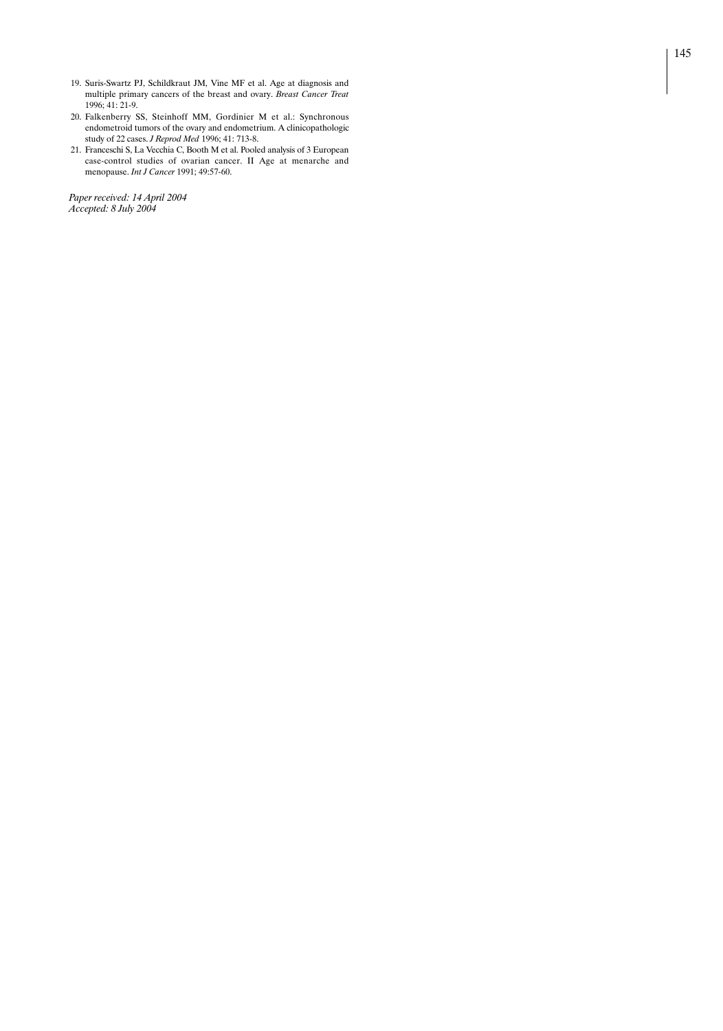19. Suris-Swartz PJ, Schildkraut JM, Vine MF et al. Age at diagnosis and multiple primary cancers of the breast and ovary. *Breast Cancer Treat* 1996; 41: 21-9.
20. Falkenberry SS, Steinhoff MM, Gordinier M et al.: Synchronous endometroid tumors of the ovary and endometrium. A clinicopathologic study of 22 cases. *J Reprod Med* 1996; 41: 713-8.
21. Franceschi S, La Vecchia C, Booth M et al. Pooled analysis of 3 European case-control studies of ovarian cancer. II Age at menarche and menopause. *Int J Cancer* 1991; 49:57-60.

*Paper received: 14 April 2004*
*Accepted: 8 July 2004*